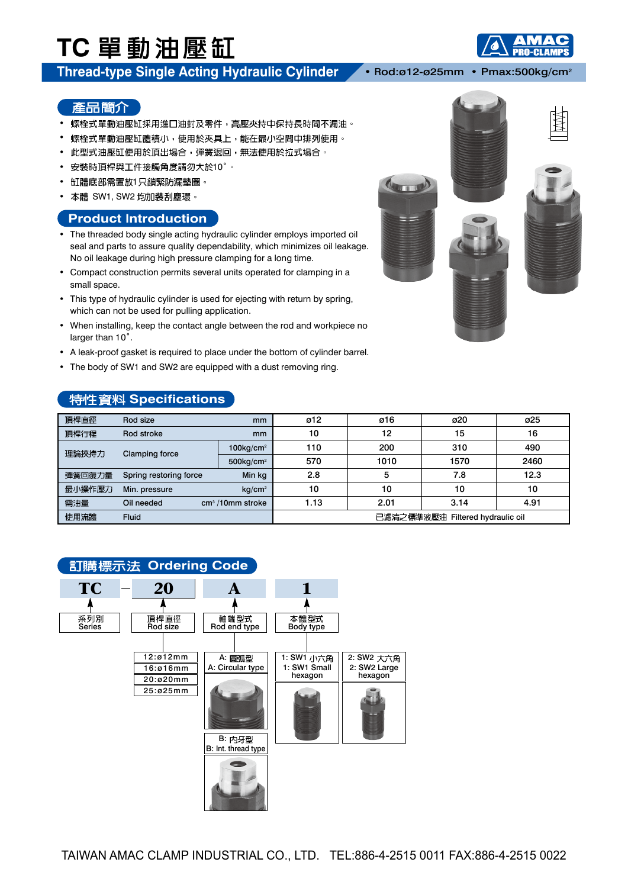# TC 單動油壓缸

## Thread-type Single Acting Hydraulic Cylinder

• Rod:ø12-ø25mm • Pmax:500kg/cm²

AMAC PRO-CLAMPS

### 產品簡介

- 螺栓式單動油壓缸採用進口油封及零件，高壓夾持中保持長時間不漏油。
- 螺栓式單動油壓缸體積小，使用於夾具上，能在最小空間中排列使用。
- 此型式油壓缸使用於頂出場合，彈簧退回，無法使用於拉式場合。
- 安裝時頂桿與工件接觸角度請勿大於10˚。
- 缸體底部需置放1只鎖緊防漏墊圈。
- 本體 SW1, SW2 均加裝刮塵環。

### Product Introduction

- The threaded body single acting hydraulic cylinder employs imported oil seal and parts to assure quality dependability, which minimizes oil leakage. No oil leakage during high pressure clamping for a long time.
- Compact construction permits several units operated for clamping in a small space.
- This type of hydraulic cylinder is used for ejecting with return by spring, which can not be used for pulling application.
- When installing, keep the contact angle between the rod and workpiece no larger than 10˚.
- A leak-proof gasket is required to place under the bottom of cylinder barrel.
- The body of SW1 and SW2 are equipped with a dust removing ring.

### 特性資料 Specifications

| | | | ø12 | ø16 | ø20 | ø25 |
|---|---|---|---|---|---|---|
| 頂桿直徑 | Rod size | mm | ø12 | ø16 | ø20 | ø25 |
| 頂桿行程 | Rod stroke | mm | 10 | 12 | 15 | 16 |
| 理論夾持力 | Clamping force | 100kg/cm² | 110 | 200 | 310 | 490 |
| | | 500kg/cm² | 570 | 1010 | 1570 | 2460 |
| 彈簧回復力量 | Spring restoring force | Min kg | 2.8 | 5 | 7.8 | 12.3 |
| 最小操作壓力 | Min. pressure | kg/cm² | 10 | 10 | 10 | 10 |
| 需油量 | Oil needed | cm³ /10mm stroke | 1.13 | 2.01 | 3.14 | 4.91 |
| 使用流體 | Fluid | | 已濾清之標準液壓油 Filtered hydraulic oil | | | |

### 訂購標示法 Ordering Code

**TC** – **20** **A** **1**

- TC: 系列別 Series
- 20: 頂桿直徑 Rod size
  - 12:ø12mm
  - 16:ø16mm
  - 20:ø20mm
  - 25:ø25mm
- A: 軸端型式 Rod end type
  - A: 圓弧型 A: Circular type
  - B: 內牙型 B: Int. thread type
- 1: 本體型式 Body type
  - 1: SW1 小六角 1: SW1 Small hexagon
  - 2: SW2 大六角 2: SW2 Large hexagon

TAIWAN AMAC CLAMP INDUSTRIAL CO., LTD. TEL:886-4-2515 0011 FAX:886-4-2515 0022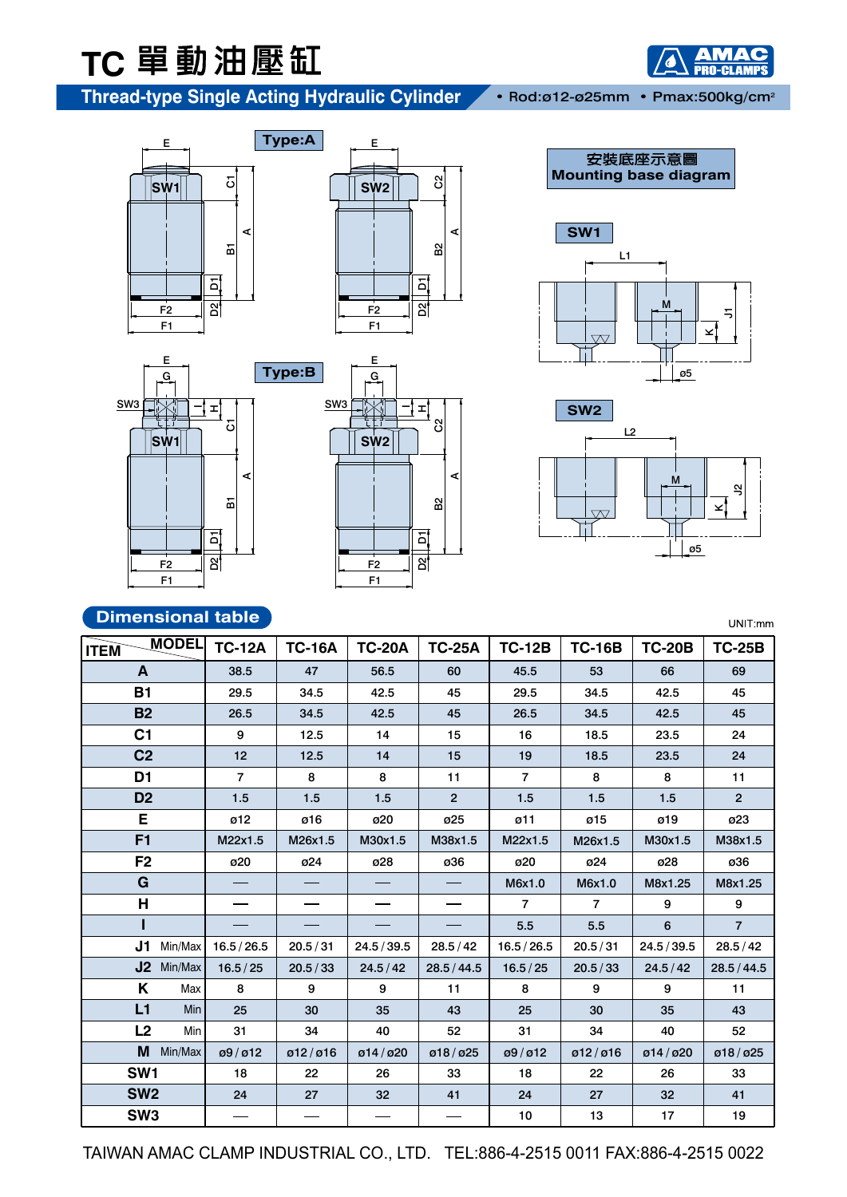# TC 單動油壓缸

## Thread-type Single Acting Hydraulic Cylinder

• Rod:ø12-ø25mm • Pmax:500kg/cm²

Type:A

Type:B

安裝底座示意圖
Mounting base diagram

SW1

SW2

## Dimensional table

UNIT:mm

| ITEM \ MODEL | TC-12A | TC-16A | TC-20A | TC-25A | TC-12B | TC-16B | TC-20B | TC-25B |
|---|---|---|---|---|---|---|---|---|
| A | 38.5 | 47 | 56.5 | 60 | 45.5 | 53 | 66 | 69 |
| B1 | 29.5 | 34.5 | 42.5 | 45 | 29.5 | 34.5 | 42.5 | 45 |
| B2 | 26.5 | 34.5 | 42.5 | 45 | 26.5 | 34.5 | 42.5 | 45 |
| C1 | 9 | 12.5 | 14 | 15 | 16 | 18.5 | 23.5 | 24 |
| C2 | 12 | 12.5 | 14 | 15 | 19 | 18.5 | 23.5 | 24 |
| D1 | 7 | 8 | 8 | 11 | 7 | 8 | 8 | 11 |
| D2 | 1.5 | 1.5 | 1.5 | 2 | 1.5 | 1.5 | 1.5 | 2 |
| E | ø12 | ø16 | ø20 | ø25 | ø11 | ø15 | ø19 | ø23 |
| F1 | M22x1.5 | M26x1.5 | M30x1.5 | M38x1.5 | M22x1.5 | M26x1.5 | M30x1.5 | M38x1.5 |
| F2 | ø20 | ø24 | ø28 | ø36 | ø20 | ø24 | ø28 | ø36 |
| G | — | — | — | — | M6x1.0 | M6x1.0 | M8x1.25 | M8x1.25 |
| H | — | — | — | — | 7 | 7 | 9 | 9 |
| I | — | — | — | — | 5.5 | 5.5 | 6 | 7 |
| J1 Min/Max | 16.5 / 26.5 | 20.5 / 31 | 24.5 / 39.5 | 28.5 / 42 | 16.5 / 26.5 | 20.5 / 31 | 24.5 / 39.5 | 28.5 / 42 |
| J2 Min/Max | 16.5 / 25 | 20.5 / 33 | 24.5 / 42 | 28.5 / 44.5 | 16.5 / 25 | 20.5 / 33 | 24.5 / 42 | 28.5 / 44.5 |
| K Max | 8 | 9 | 9 | 11 | 8 | 9 | 9 | 11 |
| L1 Min | 25 | 30 | 35 | 43 | 25 | 30 | 35 | 43 |
| L2 Min | 31 | 34 | 40 | 52 | 31 | 34 | 40 | 52 |
| M Min/Max | ø9 / ø12 | ø12 / ø16 | ø14 / ø20 | ø18 / ø25 | ø9 / ø12 | ø12 / ø16 | ø14 / ø20 | ø18 / ø25 |
| SW1 | 18 | 22 | 26 | 33 | 18 | 22 | 26 | 33 |
| SW2 | 24 | 27 | 32 | 41 | 24 | 27 | 32 | 41 |
| SW3 | — | — | — | — | 10 | 13 | 17 | 19 |

TAIWAN AMAC CLAMP INDUSTRIAL CO., LTD. TEL:886-4-2515 0011 FAX:886-4-2515 0022